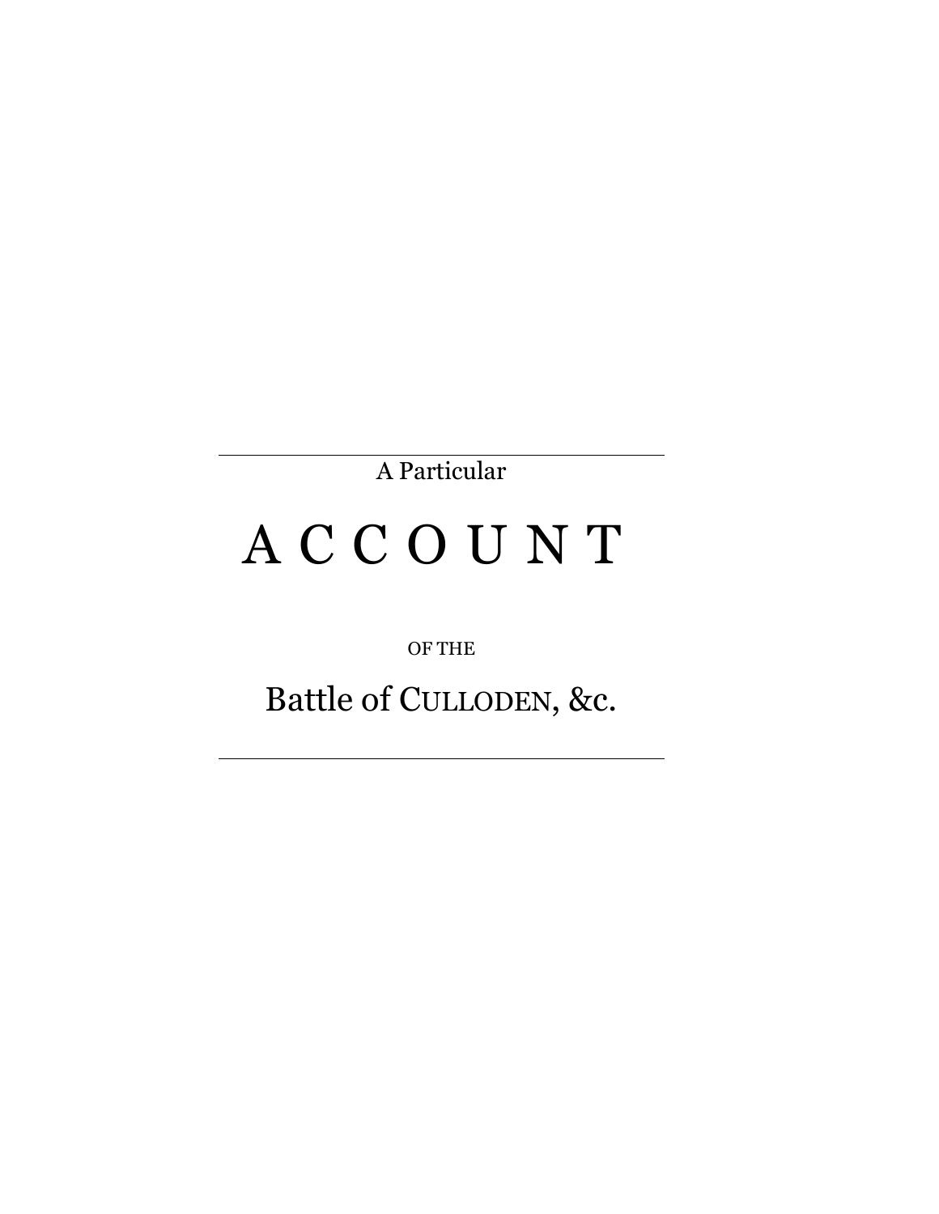A Particular

# A C C O U N T

OF THE

## Battle of CULLODEN, &c.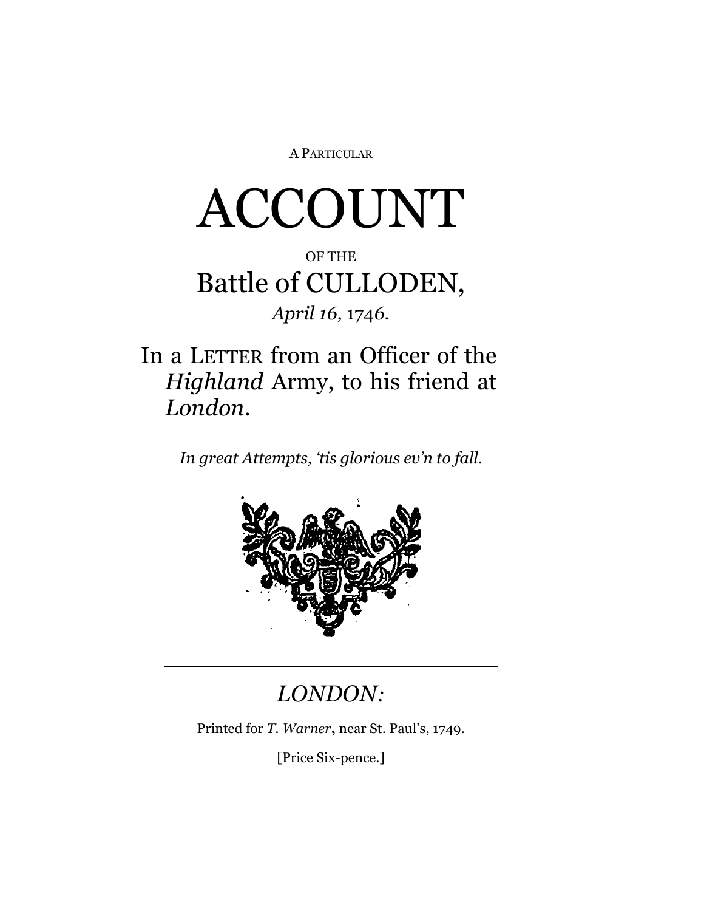A PARTICULAR

# ACCOUNT

OF THE

## Battle of CULLODEN,

*April 16,* 1746.

---

In a LETTER from an Officer of the *Highland* Army, to his friend at *London*.

---

*In great Attempts, 'tis glorious ev'n to fall.*

---

---

*LONDON:*

Printed for *T. Warner*, near St. Paul's, 1749.

[Price Six-pence.]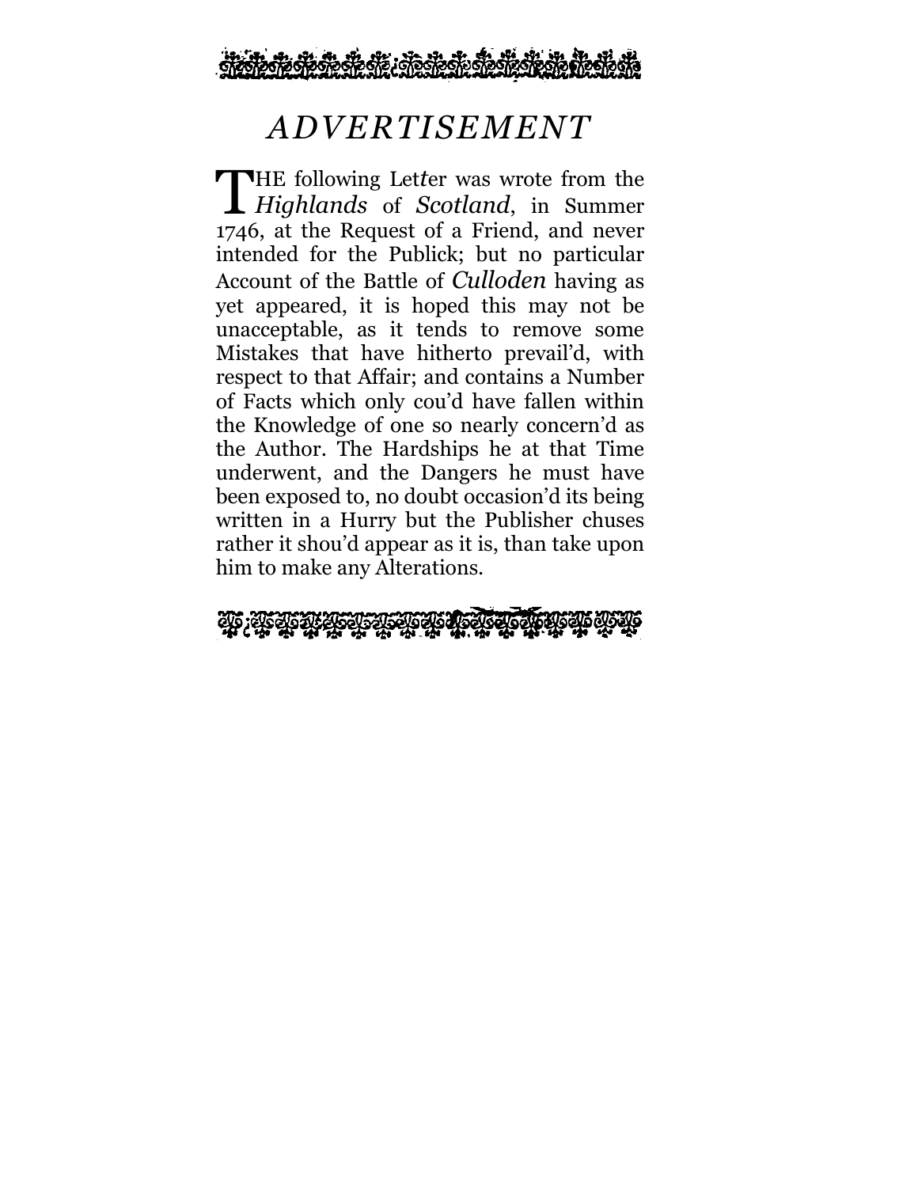# *ADVERTISEMENT*

THE following Letter was wrote from the *Highlands* of *Scotland*, in Summer 1746, at the Request of a Friend, and never intended for the Publick; but no particular Account of the Battle of *Culloden* having as yet appeared, it is hoped this may not be unacceptable, as it tends to remove some Mistakes that have hitherto prevail'd, with respect to that Affair; and contains a Number of Facts which only cou'd have fallen within the Knowledge of one so nearly concern'd as the Author. The Hardships he at that Time underwent, and the Dangers he must have been exposed to, no doubt occasion'd its being written in a Hurry but the Publisher chuses rather it shou'd appear as it is, than take upon him to make any Alterations.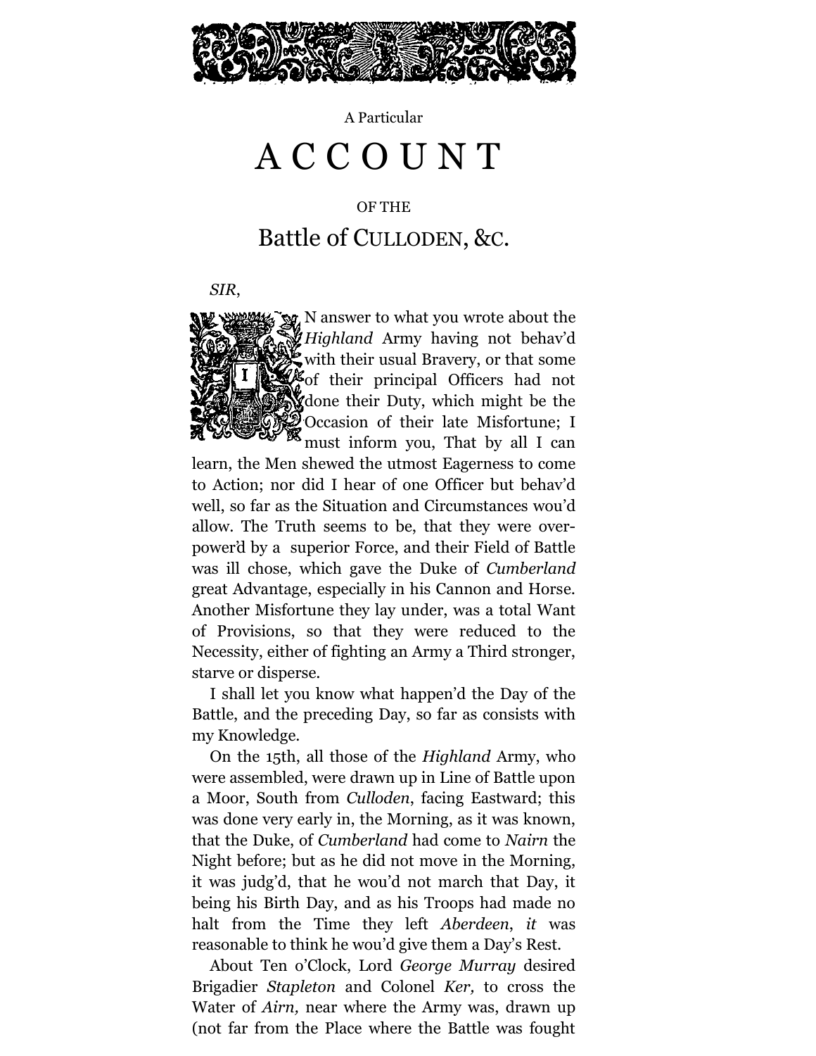A Particular

# ACCOUNT

OF THE

## Battle of CULLODEN, &c.

*SIR*,

IN answer to what you wrote about the *Highland* Army having not behav'd with their usual Bravery, or that some of their principal Officers had not done their Duty, which might be the Occasion of their late Misfortune; I must inform you, That by all I can learn, the Men shewed the utmost Eagerness to come to Action; nor did I hear of one Officer but behav'd well, so far as the Situation and Circumstances wou'd allow. The Truth seems to be, that they were over-power'd by a superior Force, and their Field of Battle was ill chose, which gave the Duke of *Cumberland* great Advantage, especially in his Cannon and Horse. Another Misfortune they lay under, was a total Want of Provisions, so that they were reduced to the Necessity, either of fighting an Army a Third stronger, starve or disperse.

I shall let you know what happen'd the Day of the Battle, and the preceding Day, so far as consists with my Knowledge.

On the 15th, all those of the *Highland* Army, who were assembled, were drawn up in Line of Battle upon a Moor, South from *Culloden*, facing Eastward; this was done very early in, the Morning, as it was known, that the Duke, of *Cumberland* had come to *Nairn* the Night before; but as he did not move in the Morning, it was judg'd, that he wou'd not march that Day, it being his Birth Day, and as his Troops had made no halt from the Time they left *Aberdeen*, *it* was reasonable to think he wou'd give them a Day's Rest.

About Ten o'Clock, Lord *George Murray* desired Brigadier *Stapleton* and Colonel *Ker,* to cross the Water of *Airn,* near where the Army was, drawn up (not far from the Place where the Battle was fought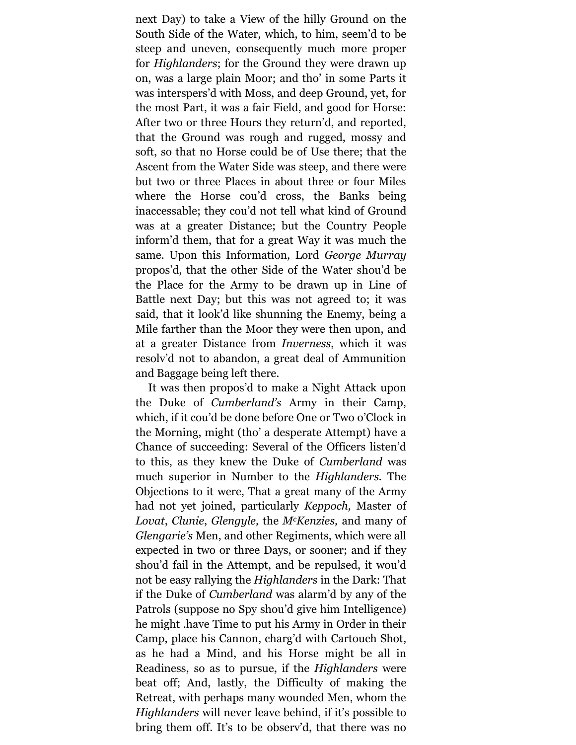next Day) to take a View of the hilly Ground on the South Side of the Water, which, to him, seem'd to be steep and uneven, consequently much more proper for *Highlanders*; for the Ground they were drawn up on, was a large plain Moor; and tho' in some Parts it was interspers'd with Moss, and deep Ground, yet, for the most Part, it was a fair Field, and good for Horse: After two or three Hours they return'd, and reported, that the Ground was rough and rugged, mossy and soft, so that no Horse could be of Use there; that the Ascent from the Water Side was steep, and there were but two or three Places in about three or four Miles where the Horse cou'd cross, the Banks being inaccessable; they cou'd not tell what kind of Ground was at a greater Distance; but the Country People inform'd them, that for a great Way it was much the same. Upon this Information, Lord *George Murray* propos'd, that the other Side of the Water shou'd be the Place for the Army to be drawn up in Line of Battle next Day; but this was not agreed to; it was said, that it look'd like shunning the Enemy, being a Mile farther than the Moor they were then upon, and at a greater Distance from *Inverness*, which it was resolv'd not to abandon, a great deal of Ammunition and Baggage being left there.

It was then propos'd to make a Night Attack upon the Duke of *Cumberland's* Army in their Camp, which, if it cou'd be done before One or Two o'Clock in the Morning, might (tho' a desperate Attempt) have a Chance of succeeding: Several of the Officers listen'd to this, as they knew the Duke of *Cumberland* was much superior in Number to the *Highlanders*. The Objections to it were, That a great many of the Army had not yet joined, particularly *Keppoch,* Master of *Lovat*, *Clunie*, *Glengyle,* the *McKenzies,* and many of *Glengarie's* Men, and other Regiments, which were all expected in two or three Days, or sooner; and if they shou'd fail in the Attempt, and be repulsed, it wou'd not be easy rallying the *Highlanders* in the Dark: That if the Duke of *Cumberland* was alarm'd by any of the Patrols (suppose no Spy shou'd give him Intelligence) he might .have Time to put his Army in Order in their Camp, place his Cannon, charg'd with Cartouch Shot, as he had a Mind, and his Horse might be all in Readiness, so as to pursue, if the *Highlanders* were beat off; And, lastly, the Difficulty of making the Retreat, with perhaps many wounded Men, whom the *Highlanders* will never leave behind, if it's possible to bring them off. It's to be observ'd, that there was no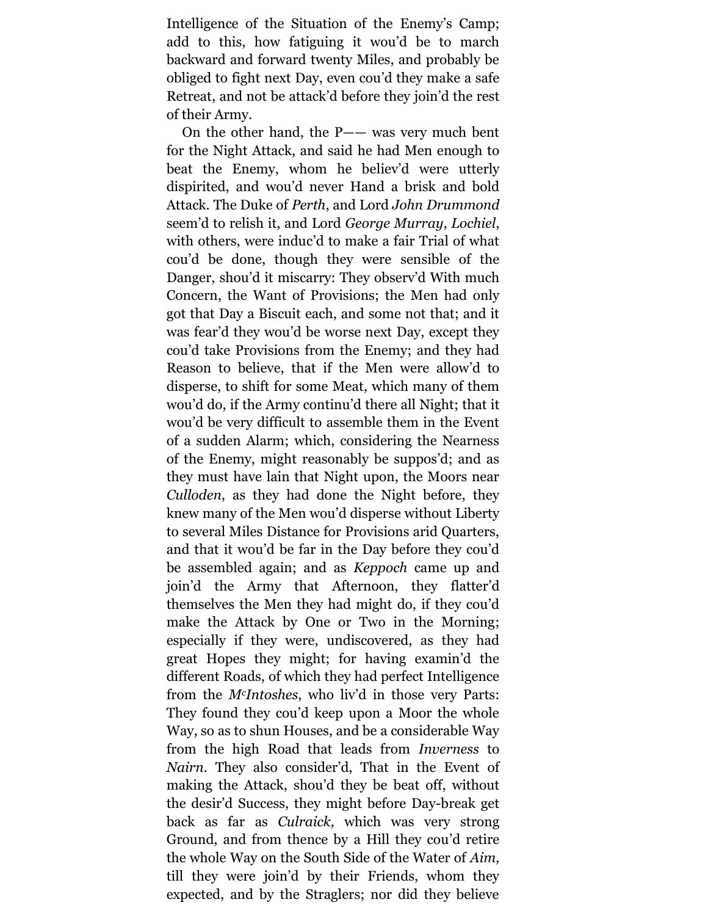Intelligence of the Situation of the Enemy's Camp; add to this, how fatiguing it wou'd be to march backward and forward twenty Miles, and probably be obliged to fight next Day, even cou'd they make a safe Retreat, and not be attack'd before they join'd the rest of their Army.

On the other hand, the P—— was very much bent for the Night Attack, and said he had Men enough to beat the Enemy, whom he believ'd were utterly dispirited, and wou'd never Hand a brisk and bold Attack. The Duke of *Perth*, and Lord *John Drummond* seem'd to relish it, and Lord *George Murray*, *Lochiel*, with others, were induc'd to make a fair Trial of what cou'd be done, though they were sensible of the Danger, shou'd it miscarry: They observ'd With much Concern, the Want of Provisions; the Men had only got that Day a Biscuit each, and some not that; and it was fear'd they wou'd be worse next Day, except they cou'd take Provisions from the Enemy; and they had Reason to believe, that if the Men were allow'd to disperse, to shift for some Meat, which many of them wou'd do, if the Army continu'd there all Night; that it wou'd be very difficult to assemble them in the Event of a sudden Alarm; which, considering the Nearness of the Enemy, might reasonably be suppos'd; and as they must have lain that Night upon, the Moors near *Culloden*, as they had done the Night before, they knew many of the Men wou'd disperse without Liberty to several Miles Distance for Provisions arid Quarters, and that it wou'd be far in the Day before they cou'd be assembled again; and as *Keppoch* came up and join'd the Army that Afternoon, they flatter'd themselves the Men they had might do, if they cou'd make the Attack by One or Two in the Morning; especially if they were, undiscovered, as they had great Hopes they might; for having examin'd the different Roads, of which they had perfect Intelligence from the *McIntoshes*, who liv'd in those very Parts: They found they cou'd keep upon a Moor the whole Way, so as to shun Houses, and be a considerable Way from the high Road that leads from *Inverness* to *Nairn*. They also consider'd, That in the Event of making the Attack, shou'd they be beat off, without the desir'd Success, they might before Day-break get back as far as *Culraick,* which was very strong Ground, and from thence by a Hill they cou'd retire the whole Way on the South Side of the Water of *Aim,* till they were join'd by their Friends, whom they expected, and by the Straglers; nor did they believe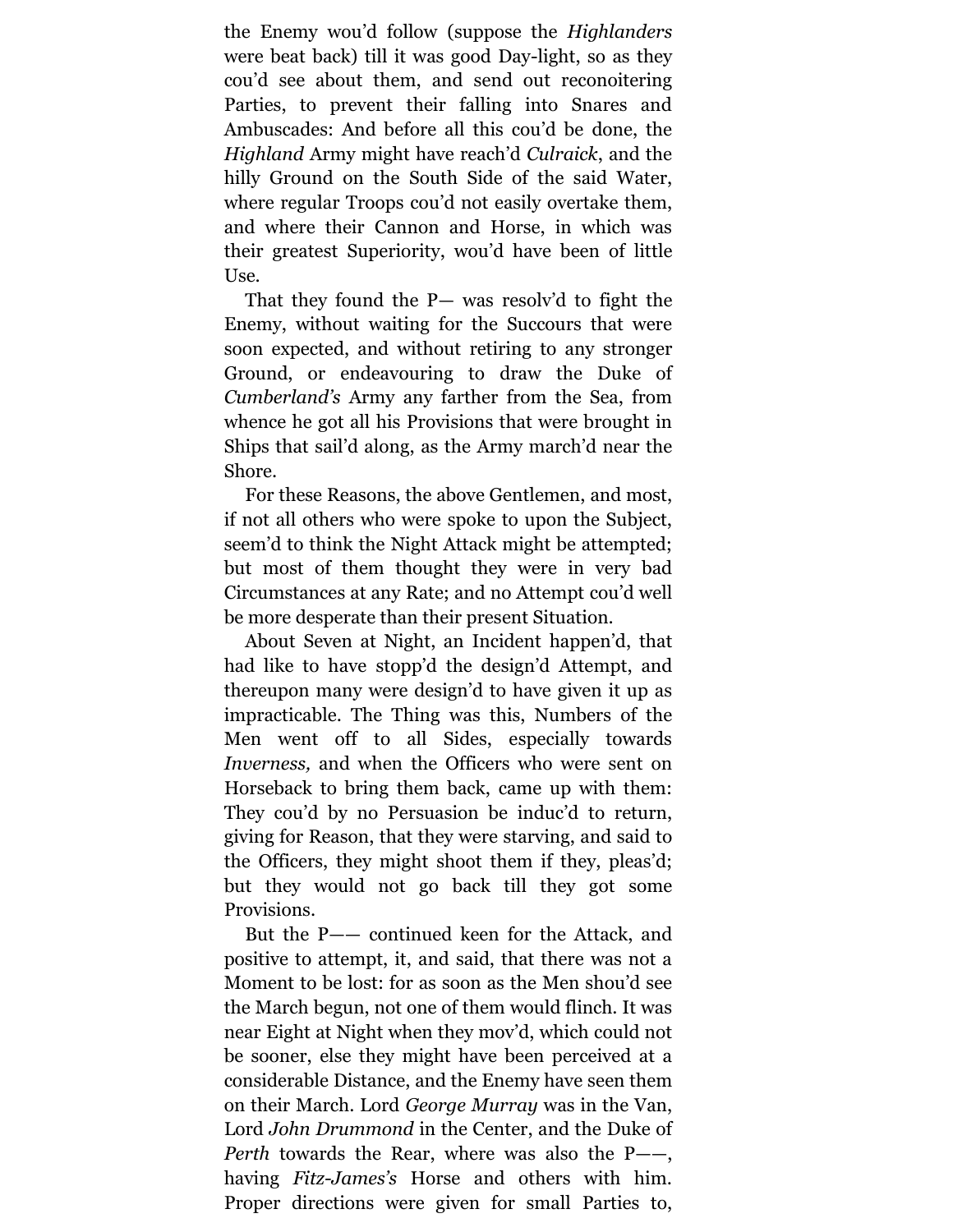the Enemy wou'd follow (suppose the *Highlanders* were beat back) till it was good Day-light, so as they cou'd see about them, and send out reconoitering Parties, to prevent their falling into Snares and Ambuscades: And before all this cou'd be done, the *Highland* Army might have reach'd *Culraick*, and the hilly Ground on the South Side of the said Water, where regular Troops cou'd not easily overtake them, and where their Cannon and Horse, in which was their greatest Superiority, wou'd have been of little Use.

That they found the P— was resolv'd to fight the Enemy, without waiting for the Succours that were soon expected, and without retiring to any stronger Ground, or endeavouring to draw the Duke of *Cumberland's* Army any farther from the Sea, from whence he got all his Provisions that were brought in Ships that sail'd along, as the Army march'd near the Shore.

For these Reasons, the above Gentlemen, and most, if not all others who were spoke to upon the Subject, seem'd to think the Night Attack might be attempted; but most of them thought they were in very bad Circumstances at any Rate; and no Attempt cou'd well be more desperate than their present Situation.

About Seven at Night, an Incident happen'd, that had like to have stopp'd the design'd Attempt, and thereupon many were design'd to have given it up as impracticable. The Thing was this, Numbers of the Men went off to all Sides, especially towards *Inverness*, and when the Officers who were sent on Horseback to bring them back, came up with them: They cou'd by no Persuasion be induc'd to return, giving for Reason, that they were starving, and said to the Officers, they might shoot them if they, pleas'd; but they would not go back till they got some Provisions.

But the P—— continued keen for the Attack, and positive to attempt, it, and said, that there was not a Moment to be lost: for as soon as the Men shou'd see the March begun, not one of them would flinch. It was near Eight at Night when they mov'd, which could not be sooner, else they might have been perceived at a considerable Distance, and the Enemy have seen them on their March. Lord *George Murray* was in the Van, Lord *John Drummond* in the Center, and the Duke of *Perth* towards the Rear, where was also the P——, having *Fitz-James's* Horse and others with him. Proper directions were given for small Parties to,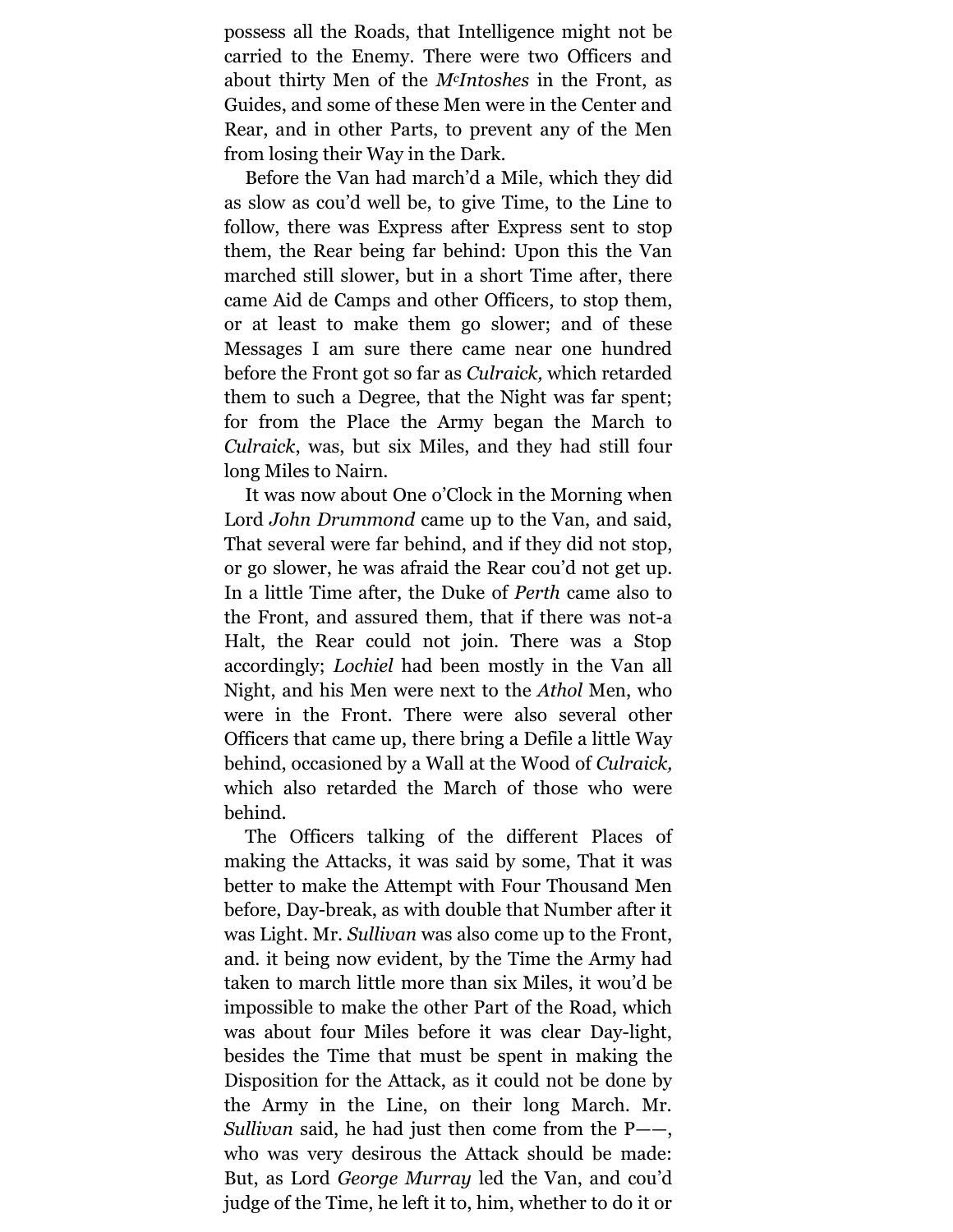possess all the Roads, that Intelligence might not be carried to the Enemy. There were two Officers and about thirty Men of the *McIntoshes* in the Front, as Guides, and some of these Men were in the Center and Rear, and in other Parts, to prevent any of the Men from losing their Way in the Dark.

Before the Van had march'd a Mile, which they did as slow as cou'd well be, to give Time, to the Line to follow, there was Express after Express sent to stop them, the Rear being far behind: Upon this the Van marched still slower, but in a short Time after, there came Aid de Camps and other Officers, to stop them, or at least to make them go slower; and of these Messages I am sure there came near one hundred before the Front got so far as *Culraick,* which retarded them to such a Degree, that the Night was far spent; for from the Place the Army began the March to *Culraick*, was, but six Miles, and they had still four long Miles to Nairn.

It was now about One o'Clock in the Morning when Lord *John Drummond* came up to the Van, and said, That several were far behind, and if they did not stop, or go slower, he was afraid the Rear cou'd not get up. In a little Time after, the Duke of *Perth* came also to the Front, and assured them, that if there was not-a Halt, the Rear could not join. There was a Stop accordingly; *Lochiel* had been mostly in the Van all Night, and his Men were next to the *Athol* Men, who were in the Front. There were also several other Officers that came up, there bring a Defile a little Way behind, occasioned by a Wall at the Wood of *Culraick,* which also retarded the March of those who were behind.

The Officers talking of the different Places of making the Attacks, it was said by some, That it was better to make the Attempt with Four Thousand Men before, Day-break, as with double that Number after it was Light. Mr. *Sullivan* was also come up to the Front, and. it being now evident, by the Time the Army had taken to march little more than six Miles, it wou'd be impossible to make the other Part of the Road, which was about four Miles before it was clear Day-light, besides the Time that must be spent in making the Disposition for the Attack, as it could not be done by the Army in the Line, on their long March. Mr. *Sullivan* said, he had just then come from the P——, who was very desirous the Attack should be made: But, as Lord *George Murray* led the Van, and cou'd judge of the Time, he left it to, him, whether to do it or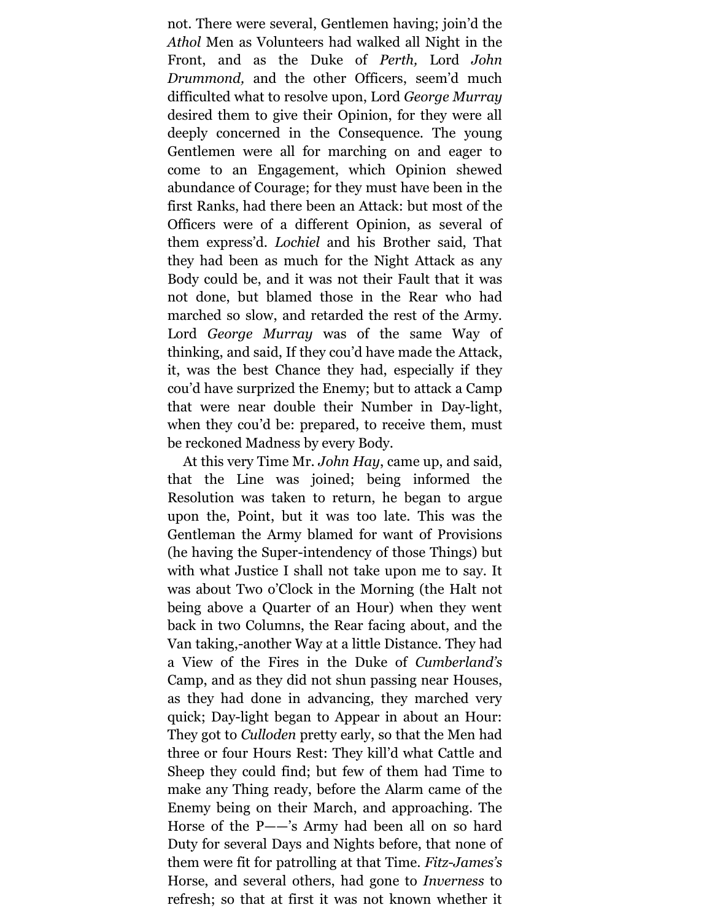not. There were several, Gentlemen having; join'd the *Athol* Men as Volunteers had walked all Night in the Front, and as the Duke of *Perth,* Lord *John Drummond,* and the other Officers, seem'd much difficulted what to resolve upon, Lord *George Murray* desired them to give their Opinion, for they were all deeply concerned in the Consequence. The young Gentlemen were all for marching on and eager to come to an Engagement, which Opinion shewed abundance of Courage; for they must have been in the first Ranks, had there been an Attack: but most of the Officers were of a different Opinion, as several of them express'd. *Lochiel* and his Brother said, That they had been as much for the Night Attack as any Body could be, and it was not their Fault that it was not done, but blamed those in the Rear who had marched so slow, and retarded the rest of the Army. Lord *George Murray* was of the same Way of thinking, and said, If they cou'd have made the Attack, it, was the best Chance they had, especially if they cou'd have surprized the Enemy; but to attack a Camp that were near double their Number in Day-light, when they cou'd be: prepared, to receive them, must be reckoned Madness by every Body.

At this very Time Mr. *John Hay*, came up, and said, that the Line was joined; being informed the Resolution was taken to return, he began to argue upon the, Point, but it was too late. This was the Gentleman the Army blamed for want of Provisions (he having the Super-intendency of those Things) but with what Justice I shall not take upon me to say. It was about Two o'Clock in the Morning (the Halt not being above a Quarter of an Hour) when they went back in two Columns, the Rear facing about, and the Van taking,-another Way at a little Distance. They had a View of the Fires in the Duke of *Cumberland's* Camp, and as they did not shun passing near Houses, as they had done in advancing, they marched very quick; Day-light began to Appear in about an Hour: They got to *Culloden* pretty early, so that the Men had three or four Hours Rest: They kill'd what Cattle and Sheep they could find; but few of them had Time to make any Thing ready, before the Alarm came of the Enemy being on their March, and approaching. The Horse of the P——'s Army had been all on so hard Duty for several Days and Nights before, that none of them were fit for patrolling at that Time. *Fitz-James's* Horse, and several others, had gone to *Inverness* to refresh; so that at first it was not known whether it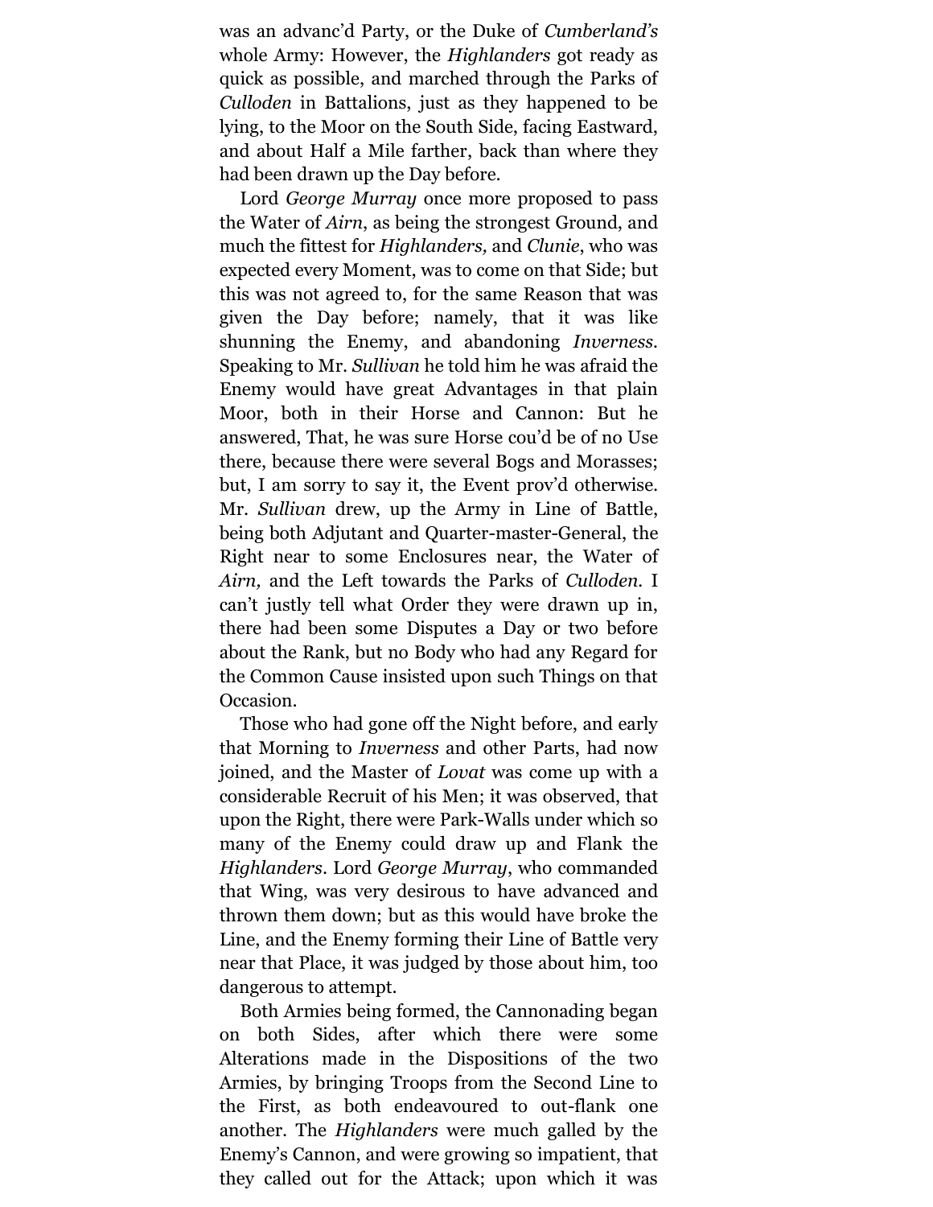was an advanc'd Party, or the Duke of *Cumberland's* whole Army: However, the *Highlanders* got ready as quick as possible, and marched through the Parks of *Culloden* in Battalions, just as they happened to be lying, to the Moor on the South Side, facing Eastward, and about Half a Mile farther, back than where they had been drawn up the Day before.

Lord *George Murray* once more proposed to pass the Water of *Airn*, as being the strongest Ground, and much the fittest for *Highlanders,* and *Clunie*, who was expected every Moment, was to come on that Side; but this was not agreed to, for the same Reason that was given the Day before; namely, that it was like shunning the Enemy, and abandoning *Inverness*. Speaking to Mr. *Sullivan* he told him he was afraid the Enemy would have great Advantages in that plain Moor, both in their Horse and Cannon: But he answered, That, he was sure Horse cou'd be of no Use there, because there were several Bogs and Morasses; but, I am sorry to say it, the Event prov'd otherwise. Mr. *Sullivan* drew, up the Army in Line of Battle, being both Adjutant and Quarter-master-General, the Right near to some Enclosures near, the Water of *Airn,* and the Left towards the Parks of *Culloden*. I can't justly tell what Order they were drawn up in, there had been some Disputes a Day or two before about the Rank, but no Body who had any Regard for the Common Cause insisted upon such Things on that Occasion.

Those who had gone off the Night before, and early that Morning to *Inverness* and other Parts, had now joined, and the Master of *Lovat* was come up with a considerable Recruit of his Men; it was observed, that upon the Right, there were Park-Walls under which so many of the Enemy could draw up and Flank the *Highlanders*. Lord *George Murray*, who commanded that Wing, was very desirous to have advanced and thrown them down; but as this would have broke the Line, and the Enemy forming their Line of Battle very near that Place, it was judged by those about him, too dangerous to attempt.

Both Armies being formed, the Cannonading began on both Sides, after which there were some Alterations made in the Dispositions of the two Armies, by bringing Troops from the Second Line to the First, as both endeavoured to out-flank one another. The *Highlanders* were much galled by the Enemy's Cannon, and were growing so impatient, that they called out for the Attack; upon which it was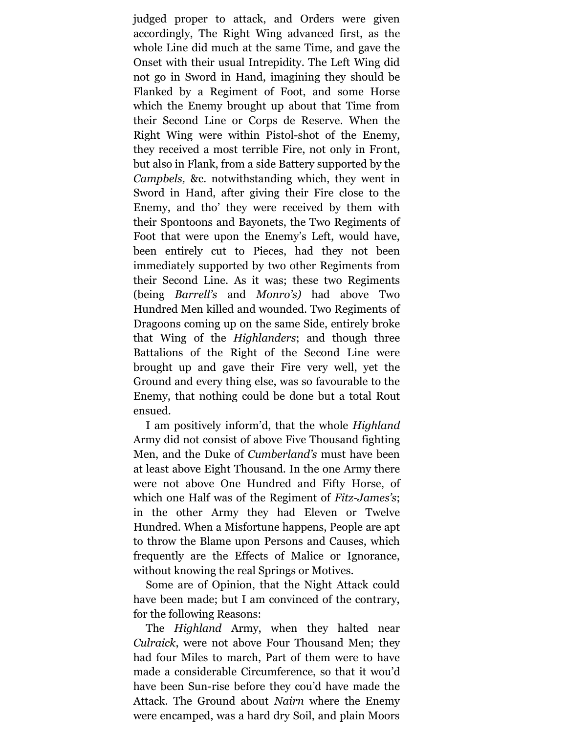judged proper to attack, and Orders were given accordingly, The Right Wing advanced first, as the whole Line did much at the same Time, and gave the Onset with their usual Intrepidity. The Left Wing did not go in Sword in Hand, imagining they should be Flanked by a Regiment of Foot, and some Horse which the Enemy brought up about that Time from their Second Line or Corps de Reserve. When the Right Wing were within Pistol-shot of the Enemy, they received a most terrible Fire, not only in Front, but also in Flank, from a side Battery supported by the *Campbels,* &c. notwithstanding which, they went in Sword in Hand, after giving their Fire close to the Enemy, and tho' they were received by them with their Spontoons and Bayonets, the Two Regiments of Foot that were upon the Enemy's Left, would have, been entirely cut to Pieces, had they not been immediately supported by two other Regiments from their Second Line. As it was; these two Regiments (being *Barrell's* and *Monro's)* had above Two Hundred Men killed and wounded. Two Regiments of Dragoons coming up on the same Side, entirely broke that Wing of the *Highlanders*; and though three Battalions of the Right of the Second Line were brought up and gave their Fire very well, yet the Ground and every thing else, was so favourable to the Enemy, that nothing could be done but a total Rout ensued.

I am positively inform'd, that the whole *Highland* Army did not consist of above Five Thousand fighting Men, and the Duke of *Cumberland's* must have been at least above Eight Thousand. In the one Army there were not above One Hundred and Fifty Horse, of which one Half was of the Regiment of *Fitz-James's*; in the other Army they had Eleven or Twelve Hundred. When a Misfortune happens, People are apt to throw the Blame upon Persons and Causes, which frequently are the Effects of Malice or Ignorance, without knowing the real Springs or Motives.

Some are of Opinion, that the Night Attack could have been made; but I am convinced of the contrary, for the following Reasons:

The *Highland* Army, when they halted near *Culraick*, were not above Four Thousand Men; they had four Miles to march, Part of them were to have made a considerable Circumference, so that it wou'd have been Sun-rise before they cou'd have made the Attack. The Ground about *Nairn* where the Enemy were encamped, was a hard dry Soil, and plain Moors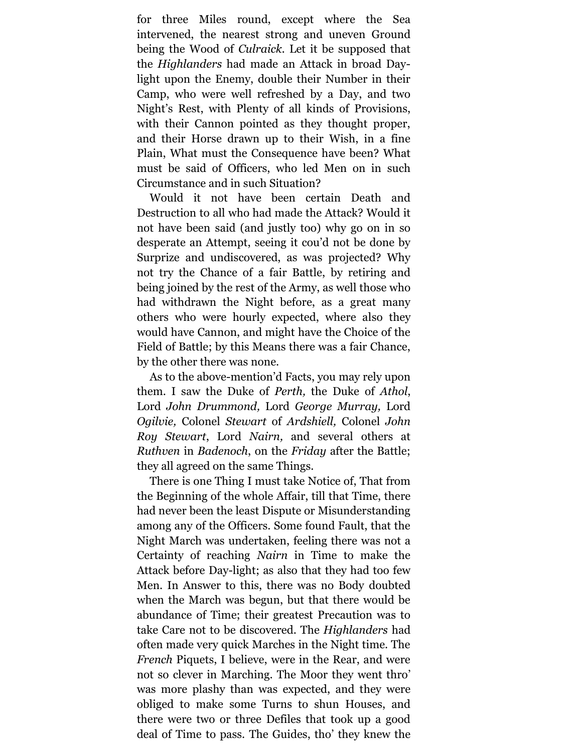for three Miles round, except where the Sea intervened, the nearest strong and uneven Ground being the Wood of *Culraick*. Let it be supposed that the *Highlanders* had made an Attack in broad Day-light upon the Enemy, double their Number in their Camp, who were well refreshed by a Day, and two Night's Rest, with Plenty of all kinds of Provisions, with their Cannon pointed as they thought proper, and their Horse drawn up to their Wish, in a fine Plain, What must the Consequence have been? What must be said of Officers, who led Men on in such Circumstance and in such Situation?

Would it not have been certain Death and Destruction to all who had made the Attack? Would it not have been said (and justly too) why go on in so desperate an Attempt, seeing it cou'd not be done by Surprize and undiscovered, as was projected? Why not try the Chance of a fair Battle, by retiring and being joined by the rest of the Army, as well those who had withdrawn the Night before, as a great many others who were hourly expected, where also they would have Cannon, and might have the Choice of the Field of Battle; by this Means there was a fair Chance, by the other there was none.

As to the above-mention'd Facts, you may rely upon them. I saw the Duke of *Perth,* the Duke of *Athol*, Lord *John Drummond,* Lord *George Murray,* Lord *Ogilvie,* Colonel *Stewart* of *Ardshiell,* Colonel *John Roy Stewart*, Lord *Nairn,* and several others at *Ruthven* in *Badenoch*, on the *Friday* after the Battle; they all agreed on the same Things.

There is one Thing I must take Notice of, That from the Beginning of the whole Affair, till that Time, there had never been the least Dispute or Misunderstanding among any of the Officers. Some found Fault, that the Night March was undertaken, feeling there was not a Certainty of reaching *Nairn* in Time to make the Attack before Day-light; as also that they had too few Men. In Answer to this, there was no Body doubted when the March was begun, but that there would be abundance of Time; their greatest Precaution was to take Care not to be discovered. The *Highlanders* had often made very quick Marches in the Night time. The *French* Piquets, I believe, were in the Rear, and were not so clever in Marching. The Moor they went thro' was more plashy than was expected, and they were obliged to make some Turns to shun Houses, and there were two or three Defiles that took up a good deal of Time to pass. The Guides, tho' they knew the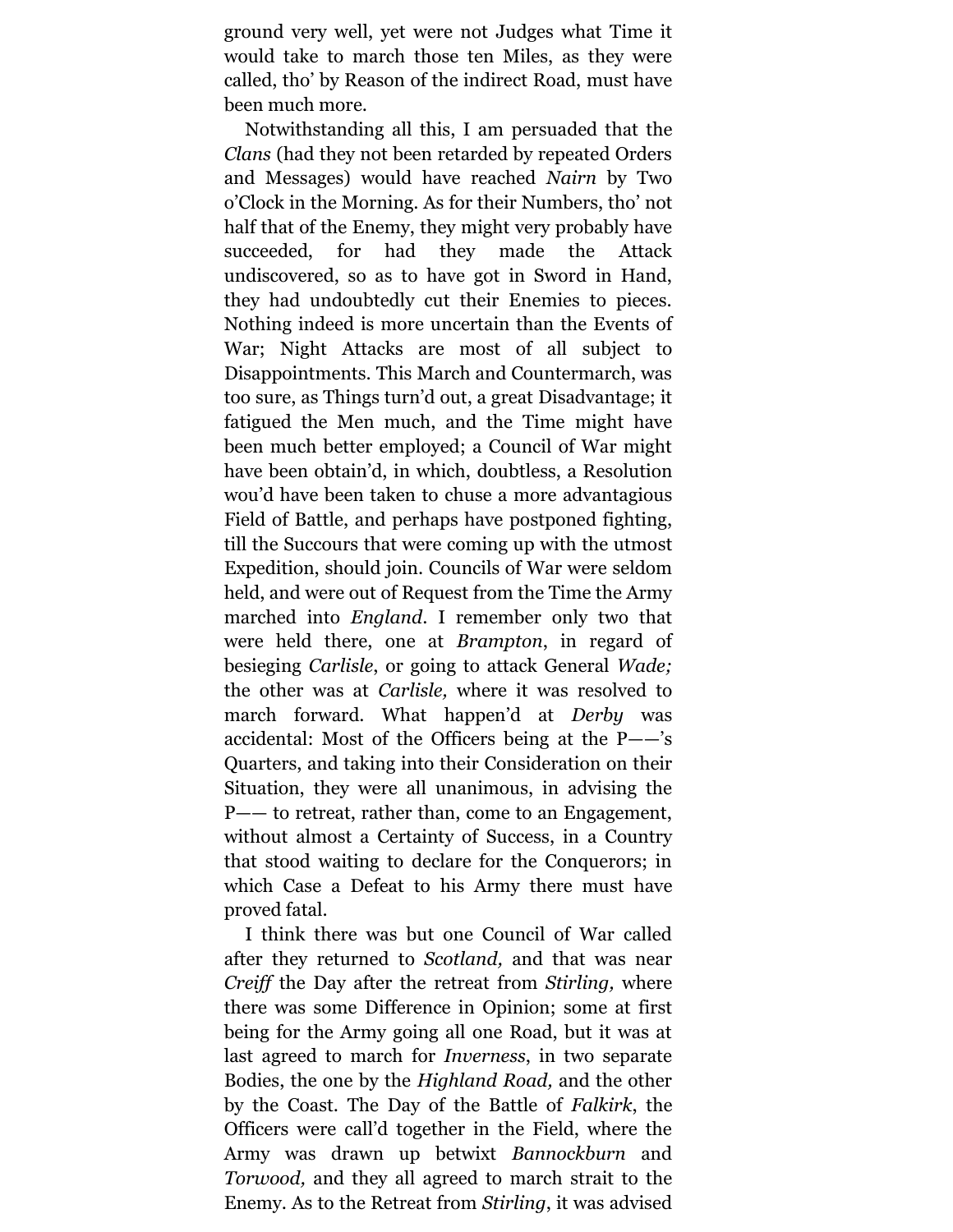ground very well, yet were not Judges what Time it would take to march those ten Miles, as they were called, tho' by Reason of the indirect Road, must have been much more.

Notwithstanding all this, I am persuaded that the *Clans* (had they not been retarded by repeated Orders and Messages) would have reached *Nairn* by Two o'Clock in the Morning. As for their Numbers, tho' not half that of the Enemy, they might very probably have succeeded, for had they made the Attack undiscovered, so as to have got in Sword in Hand, they had undoubtedly cut their Enemies to pieces. Nothing indeed is more uncertain than the Events of War; Night Attacks are most of all subject to Disappointments. This March and Countermarch, was too sure, as Things turn'd out, a great Disadvantage; it fatigued the Men much, and the Time might have been much better employed; a Council of War might have been obtain'd, in which, doubtless, a Resolution wou'd have been taken to chuse a more advantagious Field of Battle, and perhaps have postponed fighting, till the Succours that were coming up with the utmost Expedition, should join. Councils of War were seldom held, and were out of Request from the Time the Army marched into *England*. I remember only two that were held there, one at *Brampton*, in regard of besieging *Carlisle*, or going to attack General *Wade;* the other was at *Carlisle,* where it was resolved to march forward. What happen'd at *Derby* was accidental: Most of the Officers being at the P——'s Quarters, and taking into their Consideration on their Situation, they were all unanimous, in advising the P—— to retreat, rather than, come to an Engagement, without almost a Certainty of Success, in a Country that stood waiting to declare for the Conquerors; in which Case a Defeat to his Army there must have proved fatal.

I think there was but one Council of War called after they returned to *Scotland,* and that was near *Creiff* the Day after the retreat from *Stirling,* where there was some Difference in Opinion; some at first being for the Army going all one Road, but it was at last agreed to march for *Inverness*, in two separate Bodies, the one by the *Highland Road,* and the other by the Coast. The Day of the Battle of *Falkirk*, the Officers were call'd together in the Field, where the Army was drawn up betwixt *Bannockburn* and *Torwood,* and they all agreed to march strait to the Enemy. As to the Retreat from *Stirling*, it was advised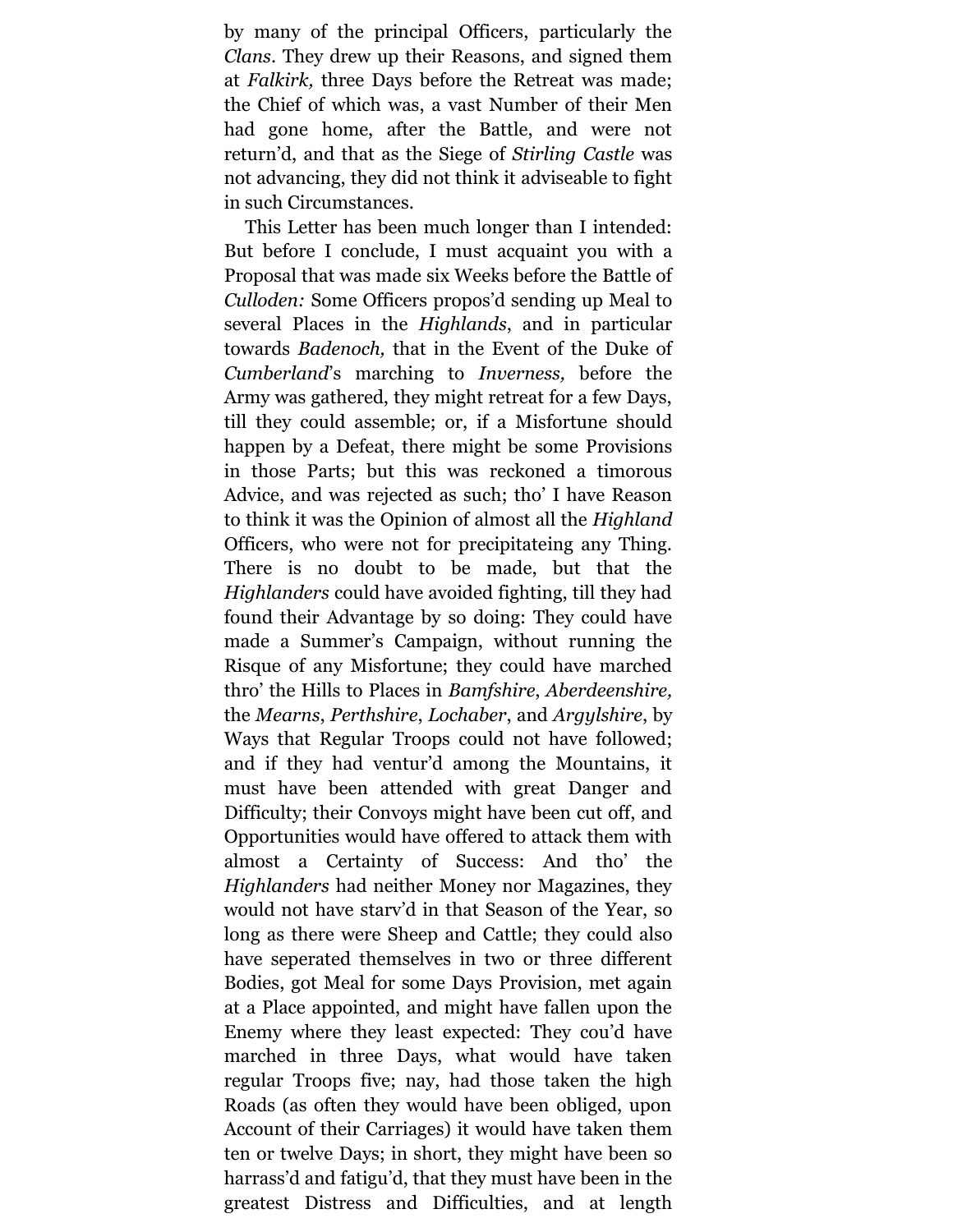by many of the principal Officers, particularly the *Clans*. They drew up their Reasons, and signed them at *Falkirk,* three Days before the Retreat was made; the Chief of which was, a vast Number of their Men had gone home, after the Battle, and were not return'd, and that as the Siege of *Stirling Castle* was not advancing, they did not think it adviseable to fight in such Circumstances.

This Letter has been much longer than I intended: But before I conclude, I must acquaint you with a Proposal that was made six Weeks before the Battle of *Culloden:* Some Officers propos'd sending up Meal to several Places in the *Highlands*, and in particular towards *Badenoch,* that in the Event of the Duke of *Cumberland*'s marching to *Inverness,* before the Army was gathered, they might retreat for a few Days, till they could assemble; or, if a Misfortune should happen by a Defeat, there might be some Provisions in those Parts; but this was reckoned a timorous Advice, and was rejected as such; tho' I have Reason to think it was the Opinion of almost all the *Highland* Officers, who were not for precipitateing any Thing. There is no doubt to be made, but that the *Highlanders* could have avoided fighting, till they had found their Advantage by so doing: They could have made a Summer's Campaign, without running the Risque of any Misfortune; they could have marched thro' the Hills to Places in *Bamfshire*, *Aberdeenshire,* the *Mearns*, *Perthshire*, *Lochaber*, and *Argylshire*, by Ways that Regular Troops could not have followed; and if they had ventur'd among the Mountains, it must have been attended with great Danger and Difficulty; their Convoys might have been cut off, and Opportunities would have offered to attack them with almost a Certainty of Success: And tho' the *Highlanders* had neither Money nor Magazines, they would not have starv'd in that Season of the Year, so long as there were Sheep and Cattle; they could also have seperated themselves in two or three different Bodies, got Meal for some Days Provision, met again at a Place appointed, and might have fallen upon the Enemy where they least expected: They cou'd have marched in three Days, what would have taken regular Troops five; nay, had those taken the high Roads (as often they would have been obliged, upon Account of their Carriages) it would have taken them ten or twelve Days; in short, they might have been so harrass'd and fatigu'd, that they must have been in the greatest Distress and Difficulties, and at length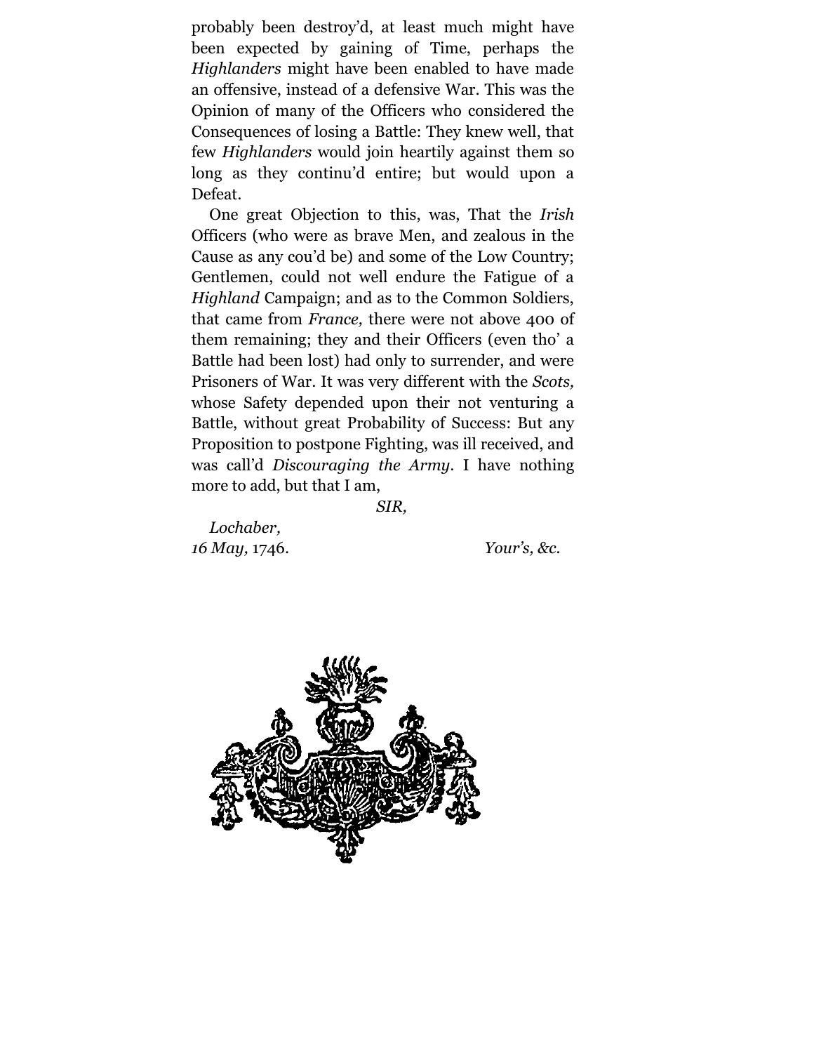probably been destroy'd, at least much might have been expected by gaining of Time, perhaps the *Highlanders* might have been enabled to have made an offensive, instead of a defensive War. This was the Opinion of many of the Officers who considered the Consequences of losing a Battle: They knew well, that few *Highlanders* would join heartily against them so long as they continu'd entire; but would upon a Defeat.

One great Objection to this, was, That the *Irish* Officers (who were as brave Men, and zealous in the Cause as any cou'd be) and some of the Low Country; Gentlemen, could not well endure the Fatigue of a *Highland* Campaign; and as to the Common Soldiers, that came from *France,* there were not above 400 of them remaining; they and their Officers (even tho' a Battle had been lost) had only to surrender, and were Prisoners of War. It was very different with the *Scots,* whose Safety depended upon their not venturing a Battle, without great Probability of Success: But any Proposition to postpone Fighting, was ill received, and was call'd *Discouraging the Army*. I have nothing more to add, but that I am,

*SIR,*

*Lochaber,*
*16 May,* 1746.

*Your's, &c.*